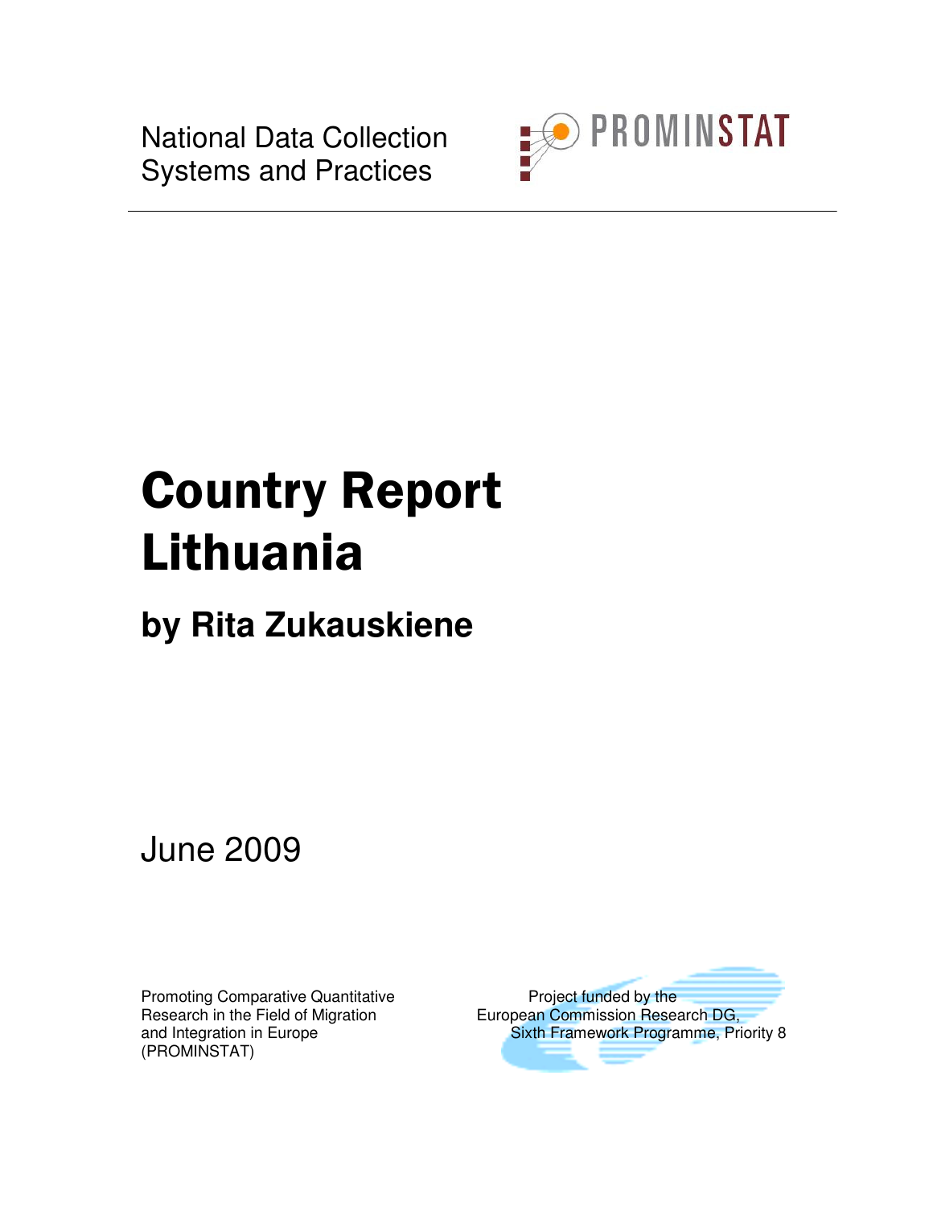National Data Collection Systems and Practices

PROMINSTAT

# Country Report Lithuania

## by Rita Zukauskiene

June 2009

Promoting Comparative Quantitative Research in the Field of Migration and Integration in Europe (PROMINSTAT)

Project funded by the European Commission Research DG, Sixth Framework Programme, Priority 8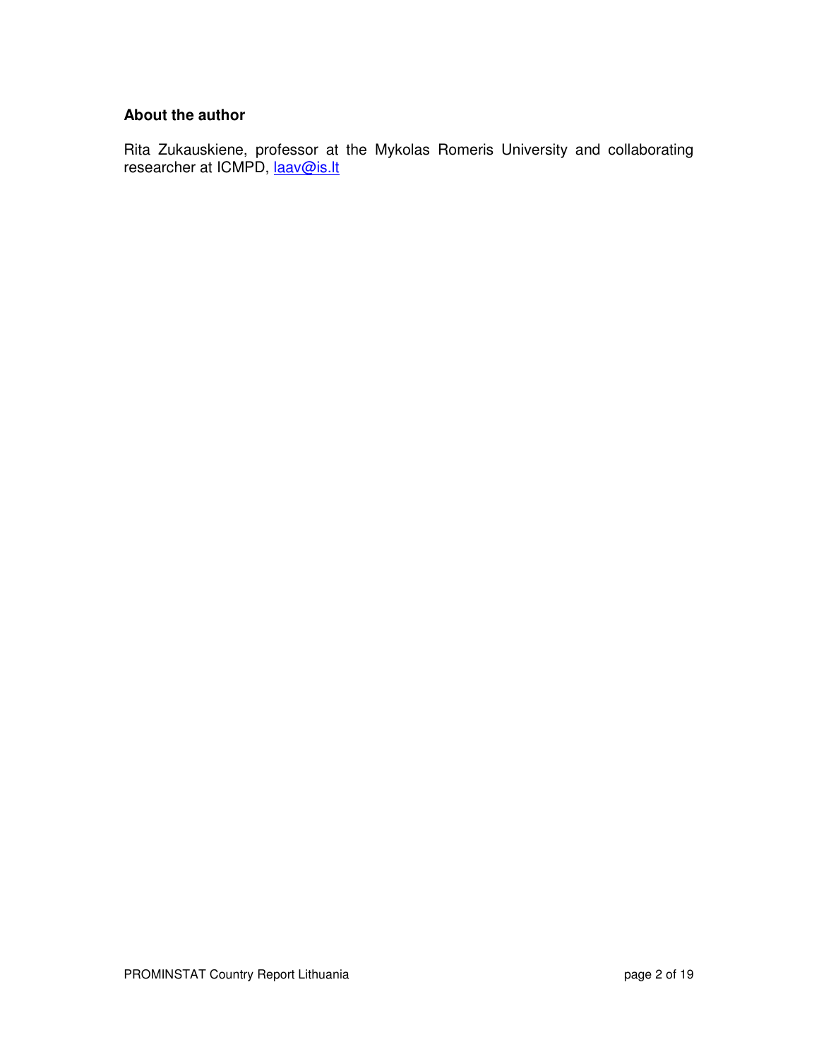### About the author

Rita Zukauskiene, professor at the Mykolas Romeris University and collaborating researcher at ICMPD, [laav@is.lt](mailto:laav@is.lt)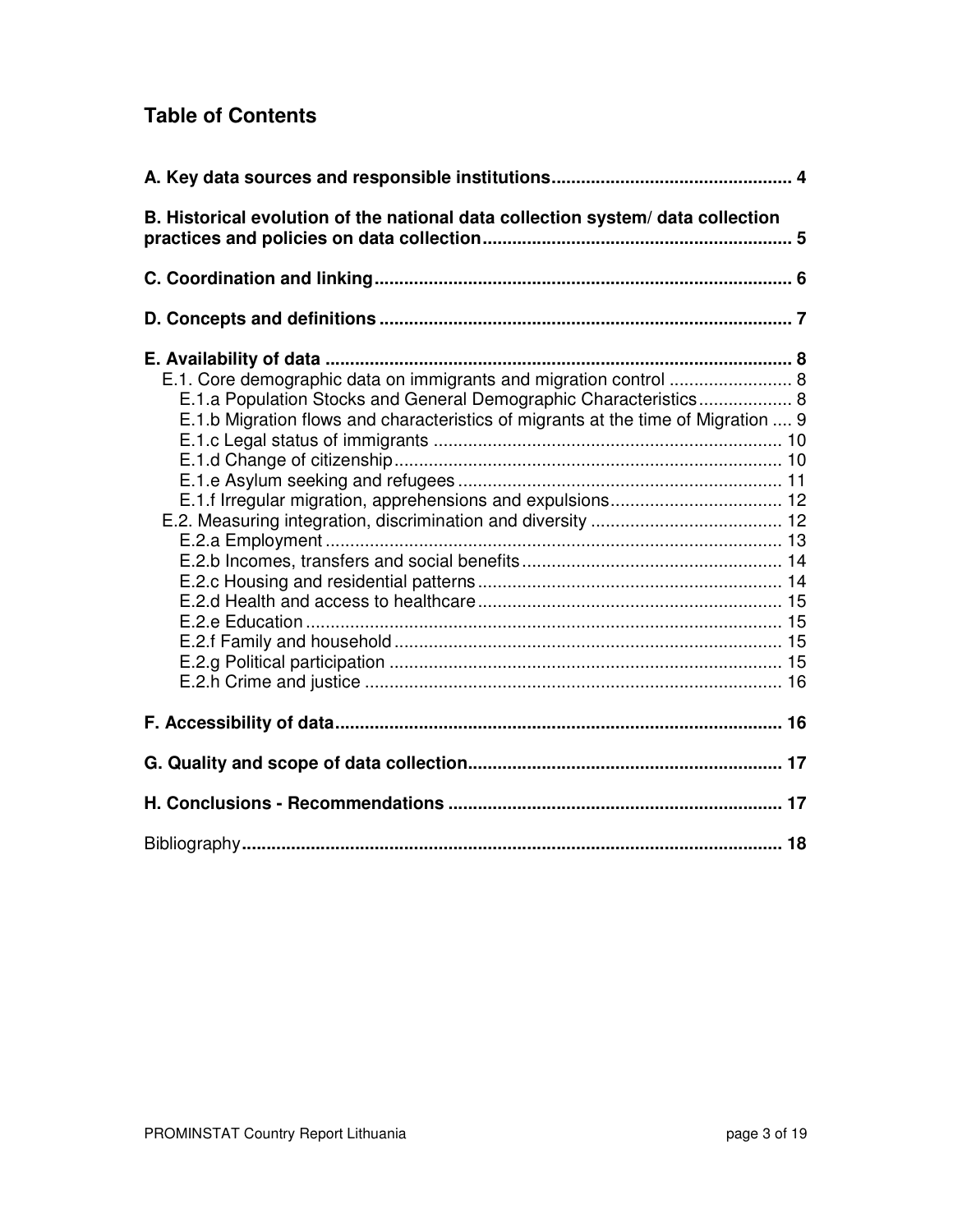# Table of Contents

**A. Key data sources and responsible institutions ................................................ 4**

**B. Historical evolution of the national data collection system/ data collection practices and policies on data collection ............................................................. 5**

**C. Coordination and linking .................................................................................... 6**

**D. Concepts and definitions .................................................................................. 7**

**E. Availability of data ............................................................................................ 8**

- E.1. Core demographic data on immigrants and migration control ......................... 8
  - E.1.a Population Stocks and General Demographic Characteristics ................... 8
  - E.1.b Migration flows and characteristics of migrants at the time of Migration .... 9
  - E.1.c Legal status of immigrants ...................................................................... 10
  - E.1.d Change of citizenship ............................................................................. 10
  - E.1.e Asylum seeking and refugees ................................................................. 11
  - E.1.f Irregular migration, apprehensions and expulsions ................................... 12
- E.2. Measuring integration, discrimination and diversity ....................................... 12
  - E.2.a Employment ........................................................................................... 13
  - E.2.b Incomes, transfers and social benefits .................................................... 14
  - E.2.c Housing and residential patterns ............................................................. 14
  - E.2.d Health and access to healthcare ............................................................. 15
  - E.2.e Education ............................................................................................... 15
  - E.2.f Family and household ............................................................................. 15
  - E.2.g Political participation ............................................................................... 15
  - E.2.h Crime and justice .................................................................................... 16

**F. Accessibility of data ........................................................................................... 16**

**G. Quality and scope of data collection ................................................................. 17**

**H. Conclusions - Recommendations .................................................................... 17**

Bibliography**............................................................................................................ 18**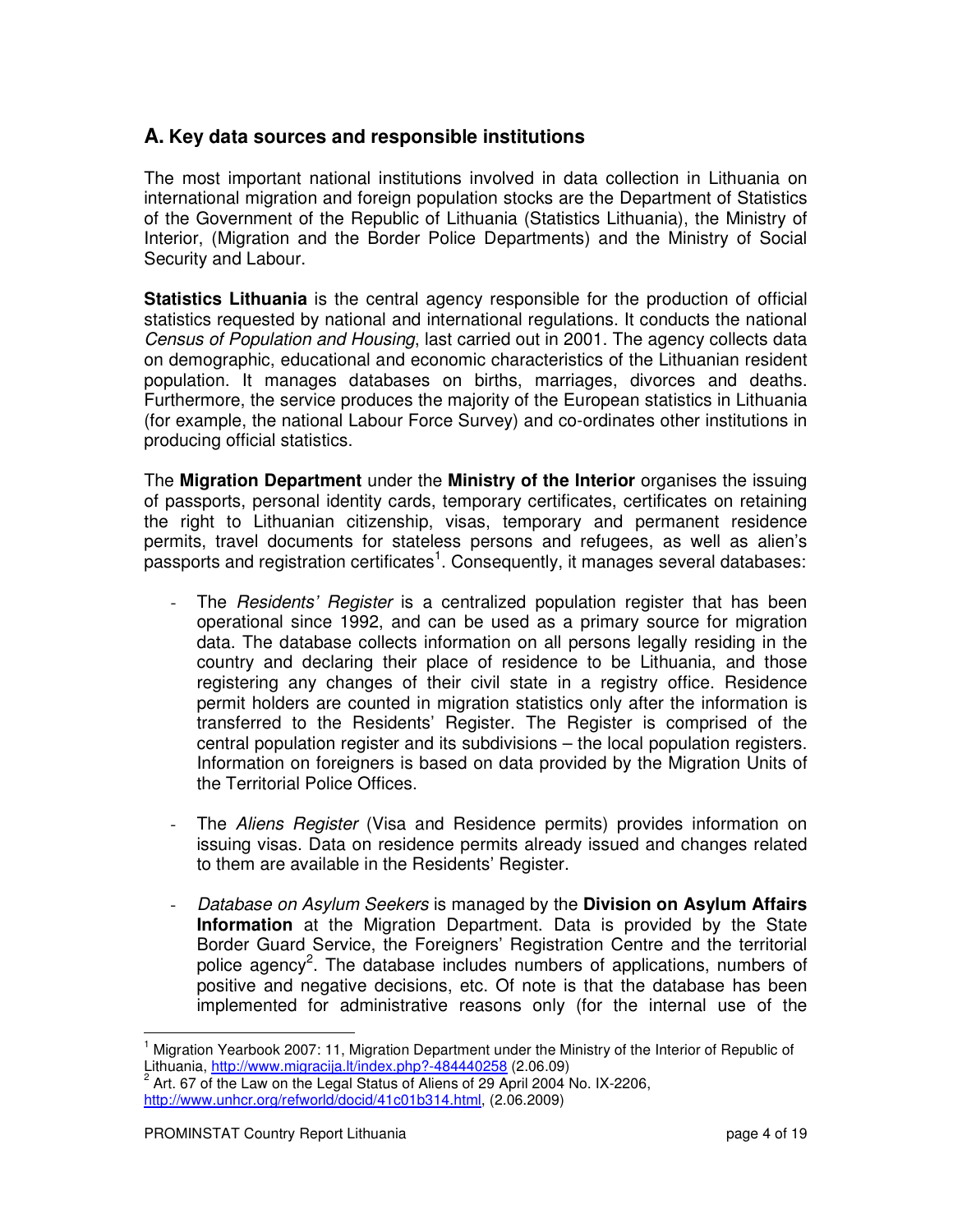## A. Key data sources and responsible institutions

The most important national institutions involved in data collection in Lithuania on international migration and foreign population stocks are the Department of Statistics of the Government of the Republic of Lithuania (Statistics Lithuania), the Ministry of Interior, (Migration and the Border Police Departments) and the Ministry of Social Security and Labour.

**Statistics Lithuania** is the central agency responsible for the production of official statistics requested by national and international regulations. It conducts the national *Census of Population and Housing*, last carried out in 2001. The agency collects data on demographic, educational and economic characteristics of the Lithuanian resident population. It manages databases on births, marriages, divorces and deaths. Furthermore, the service produces the majority of the European statistics in Lithuania (for example, the national Labour Force Survey) and co-ordinates other institutions in producing official statistics.

The **Migration Department** under the **Ministry of the Interior** organises the issuing of passports, personal identity cards, temporary certificates, certificates on retaining the right to Lithuanian citizenship, visas, temporary and permanent residence permits, travel documents for stateless persons and refugees, as well as alien's passports and registration certificates[1]. Consequently, it manages several databases:

- The *Residents' Register* is a centralized population register that has been operational since 1992, and can be used as a primary source for migration data. The database collects information on all persons legally residing in the country and declaring their place of residence to be Lithuania, and those registering any changes of their civil state in a registry office. Residence permit holders are counted in migration statistics only after the information is transferred to the Residents' Register. The Register is comprised of the central population register and its subdivisions – the local population registers. Information on foreigners is based on data provided by the Migration Units of the Territorial Police Offices.

- The *Aliens Register* (Visa and Residence permits) provides information on issuing visas. Data on residence permits already issued and changes related to them are available in the Residents' Register.

- *Database on Asylum Seekers* is managed by the **Division on Asylum Affairs Information** at the Migration Department. Data is provided by the State Border Guard Service, the Foreigners' Registration Centre and the territorial police agency[2]. The database includes numbers of applications, numbers of positive and negative decisions, etc. Of note is that the database has been implemented for administrative reasons only (for the internal use of the

---

[1] Migration Yearbook 2007: 11, Migration Department under the Ministry of the Interior of Republic of Lithuania, http://www.migracija.lt/index.php?-484440258 (2.06.09)

[2] Art. 67 of the Law on the Legal Status of Aliens of 29 April 2004 No. IX-2206, http://www.unhcr.org/refworld/docid/41c01b314.html, (2.06.2009)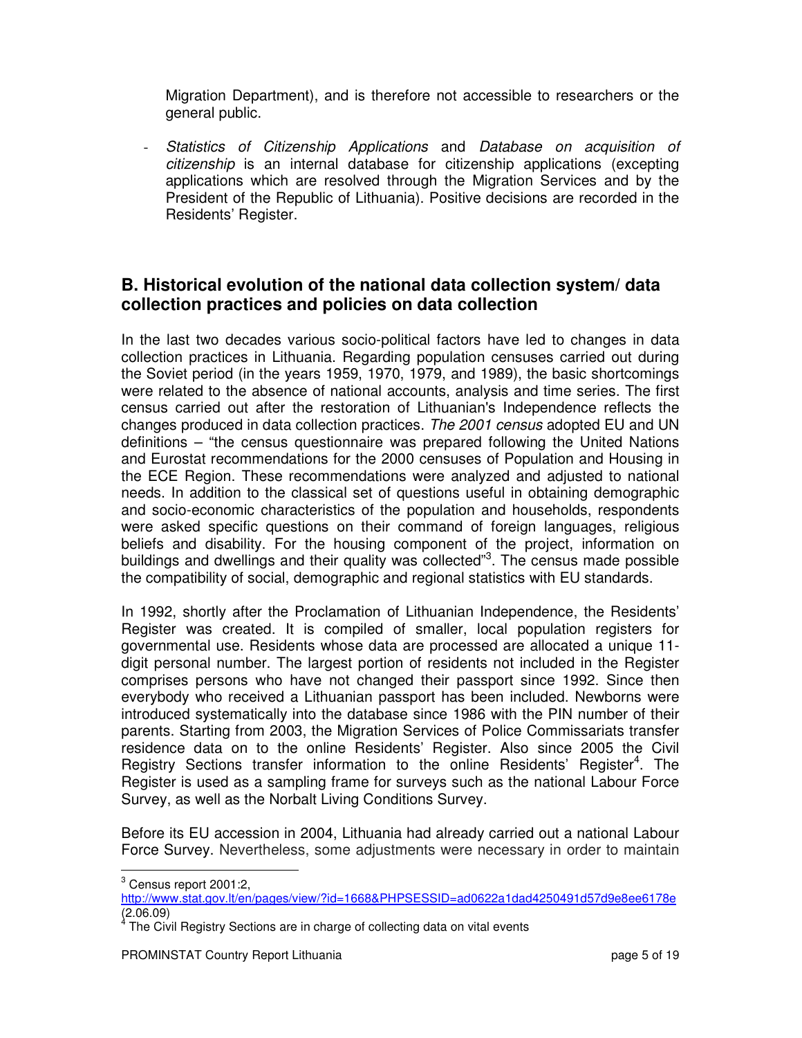Migration Department), and is therefore not accessible to researchers or the general public.

- *Statistics of Citizenship Applications* and *Database on acquisition of citizenship* is an internal database for citizenship applications (excepting applications which are resolved through the Migration Services and by the President of the Republic of Lithuania). Positive decisions are recorded in the Residents' Register.

## B. Historical evolution of the national data collection system/ data collection practices and policies on data collection

In the last two decades various socio-political factors have led to changes in data collection practices in Lithuania. Regarding population censuses carried out during the Soviet period (in the years 1959, 1970, 1979, and 1989), the basic shortcomings were related to the absence of national accounts, analysis and time series. The first census carried out after the restoration of Lithuanian's Independence reflects the changes produced in data collection practices. *The 2001 census* adopted EU and UN definitions – "the census questionnaire was prepared following the United Nations and Eurostat recommendations for the 2000 censuses of Population and Housing in the ECE Region. These recommendations were analyzed and adjusted to national needs. In addition to the classical set of questions useful in obtaining demographic and socio-economic characteristics of the population and households, respondents were asked specific questions on their command of foreign languages, religious beliefs and disability. For the housing component of the project, information on buildings and dwellings and their quality was collected"[3]. The census made possible the compatibility of social, demographic and regional statistics with EU standards.

In 1992, shortly after the Proclamation of Lithuanian Independence, the Residents' Register was created. It is compiled of smaller, local population registers for governmental use. Residents whose data are processed are allocated a unique 11-digit personal number. The largest portion of residents not included in the Register comprises persons who have not changed their passport since 1992. Since then everybody who received a Lithuanian passport has been included. Newborns were introduced systematically into the database since 1986 with the PIN number of their parents. Starting from 2003, the Migration Services of Police Commissariats transfer residence data on to the online Residents' Register. Also since 2005 the Civil Registry Sections transfer information to the online Residents' Register[4]. The Register is used as a sampling frame for surveys such as the national Labour Force Survey, as well as the Norbalt Living Conditions Survey.

Before its EU accession in 2004, Lithuania had already carried out a national Labour Force Survey. Nevertheless, some adjustments were necessary in order to maintain

---

[3] Census report 2001:2, http://www.stat.gov.lt/en/pages/view/?id=1668&PHPSESSID=ad0622a1dad4250491d57d9e8ee6178e (2.06.09)

[4] The Civil Registry Sections are in charge of collecting data on vital events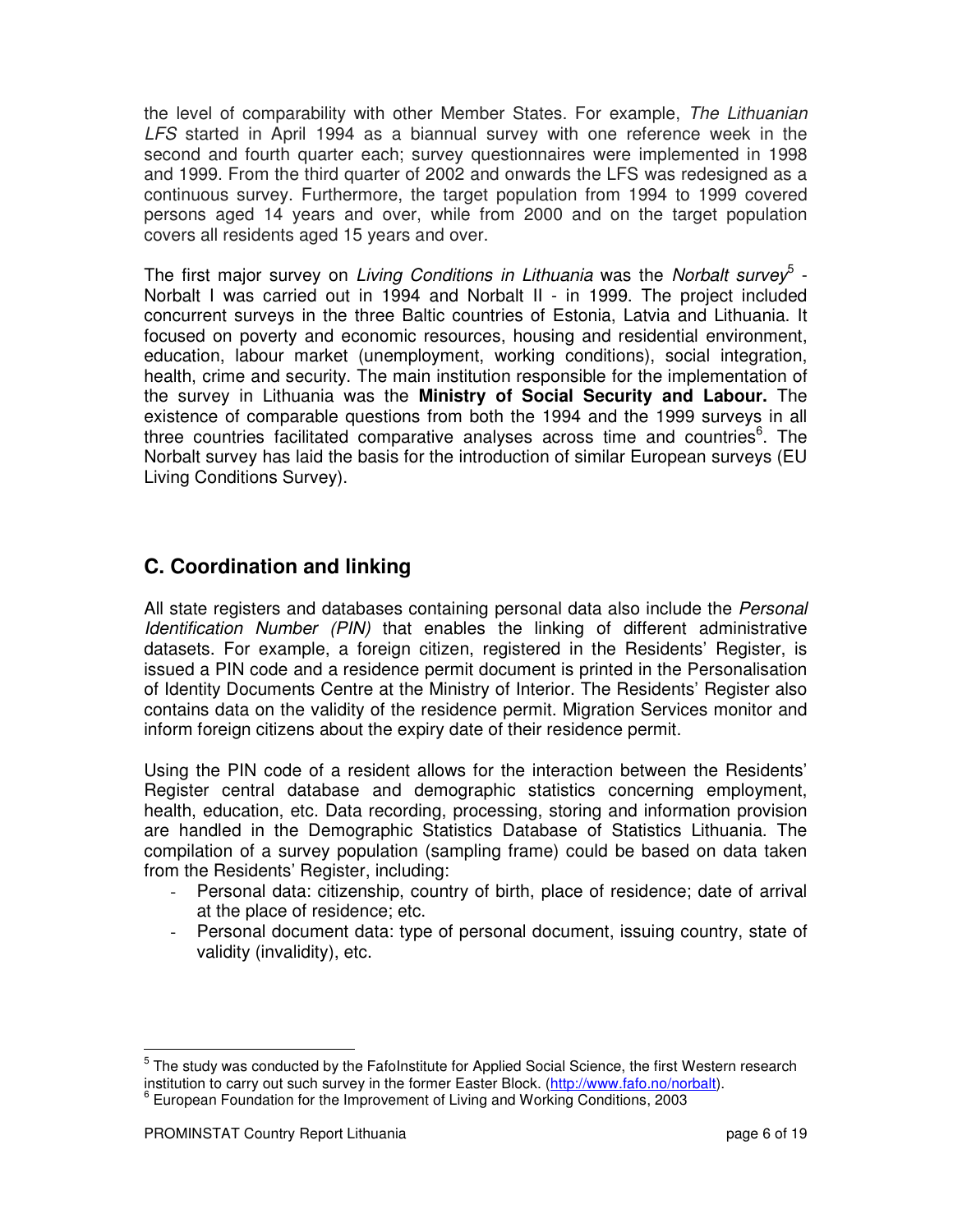the level of comparability with other Member States. For example, *The Lithuanian LFS* started in April 1994 as a biannual survey with one reference week in the second and fourth quarter each; survey questionnaires were implemented in 1998 and 1999. From the third quarter of 2002 and onwards the LFS was redesigned as a continuous survey. Furthermore, the target population from 1994 to 1999 covered persons aged 14 years and over, while from 2000 and on the target population covers all residents aged 15 years and over.

The first major survey on *Living Conditions in Lithuania* was the *Norbalt survey*[5] - Norbalt I was carried out in 1994 and Norbalt II - in 1999. The project included concurrent surveys in the three Baltic countries of Estonia, Latvia and Lithuania. It focused on poverty and economic resources, housing and residential environment, education, labour market (unemployment, working conditions), social integration, health, crime and security. The main institution responsible for the implementation of the survey in Lithuania was the **Ministry of Social Security and Labour.** The existence of comparable questions from both the 1994 and the 1999 surveys in all three countries facilitated comparative analyses across time and countries[6]. The Norbalt survey has laid the basis for the introduction of similar European surveys (EU Living Conditions Survey).

## C. Coordination and linking

All state registers and databases containing personal data also include the *Personal Identification Number (PIN)* that enables the linking of different administrative datasets. For example, a foreign citizen, registered in the Residents' Register, is issued a PIN code and a residence permit document is printed in the Personalisation of Identity Documents Centre at the Ministry of Interior. The Residents' Register also contains data on the validity of the residence permit. Migration Services monitor and inform foreign citizens about the expiry date of their residence permit.

Using the PIN code of a resident allows for the interaction between the Residents' Register central database and demographic statistics concerning employment, health, education, etc. Data recording, processing, storing and information provision are handled in the Demographic Statistics Database of Statistics Lithuania. The compilation of a survey population (sampling frame) could be based on data taken from the Residents' Register, including:

- Personal data: citizenship, country of birth, place of residence; date of arrival at the place of residence; etc.
- Personal document data: type of personal document, issuing country, state of validity (invalidity), etc.

---

[5] The study was conducted by the FafoInstitute for Applied Social Science, the first Western research institution to carry out such survey in the former Easter Block. (http://www.fafo.no/norbalt).

[6] European Foundation for the Improvement of Living and Working Conditions, 2003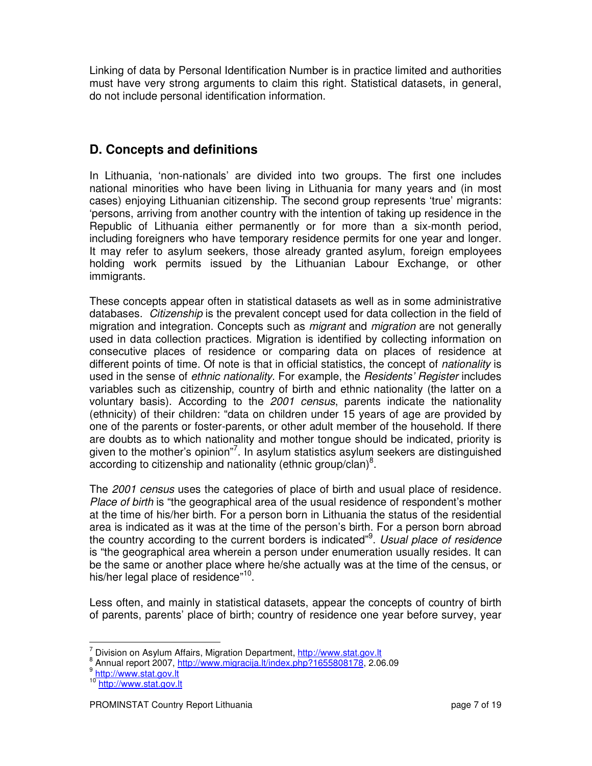Linking of data by Personal Identification Number is in practice limited and authorities must have very strong arguments to claim this right. Statistical datasets, in general, do not include personal identification information.

## D. Concepts and definitions

In Lithuania, 'non-nationals' are divided into two groups. The first one includes national minorities who have been living in Lithuania for many years and (in most cases) enjoying Lithuanian citizenship. The second group represents 'true' migrants: 'persons, arriving from another country with the intention of taking up residence in the Republic of Lithuania either permanently or for more than a six-month period, including foreigners who have temporary residence permits for one year and longer. It may refer to asylum seekers, those already granted asylum, foreign employees holding work permits issued by the Lithuanian Labour Exchange, or other immigrants.

These concepts appear often in statistical datasets as well as in some administrative databases. *Citizenship* is the prevalent concept used for data collection in the field of migration and integration. Concepts such as *migrant* and *migration* are not generally used in data collection practices. Migration is identified by collecting information on consecutive places of residence or comparing data on places of residence at different points of time. Of note is that in official statistics, the concept of *nationality* is used in the sense of *ethnic nationality*. For example, the *Residents' Register* includes variables such as citizenship, country of birth and ethnic nationality (the latter on a voluntary basis). According to the *2001 census*, parents indicate the nationality (ethnicity) of their children: "data on children under 15 years of age are provided by one of the parents or foster-parents, or other adult member of the household. If there are doubts as to which nationality and mother tongue should be indicated, priority is given to the mother's opinion"[7]. In asylum statistics asylum seekers are distinguished according to citizenship and nationality (ethnic group/clan)[8].

The *2001 census* uses the categories of place of birth and usual place of residence. *Place of birth* is "the geographical area of the usual residence of respondent's mother at the time of his/her birth. For a person born in Lithuania the status of the residential area is indicated as it was at the time of the person's birth. For a person born abroad the country according to the current borders is indicated"[9]. *Usual place of residence* is "the geographical area wherein a person under enumeration usually resides. It can be the same or another place where he/she actually was at the time of the census, or his/her legal place of residence"[10].

Less often, and mainly in statistical datasets, appear the concepts of country of birth of parents, parents' place of birth; country of residence one year before survey, year

---

[7] Division on Asylum Affairs, Migration Department, http://www.stat.gov.lt

[8] Annual report 2007, http://www.migracija.lt/index.php?1655808178, 2.06.09

[9] http://www.stat.gov.lt

[10] http://www.stat.gov.lt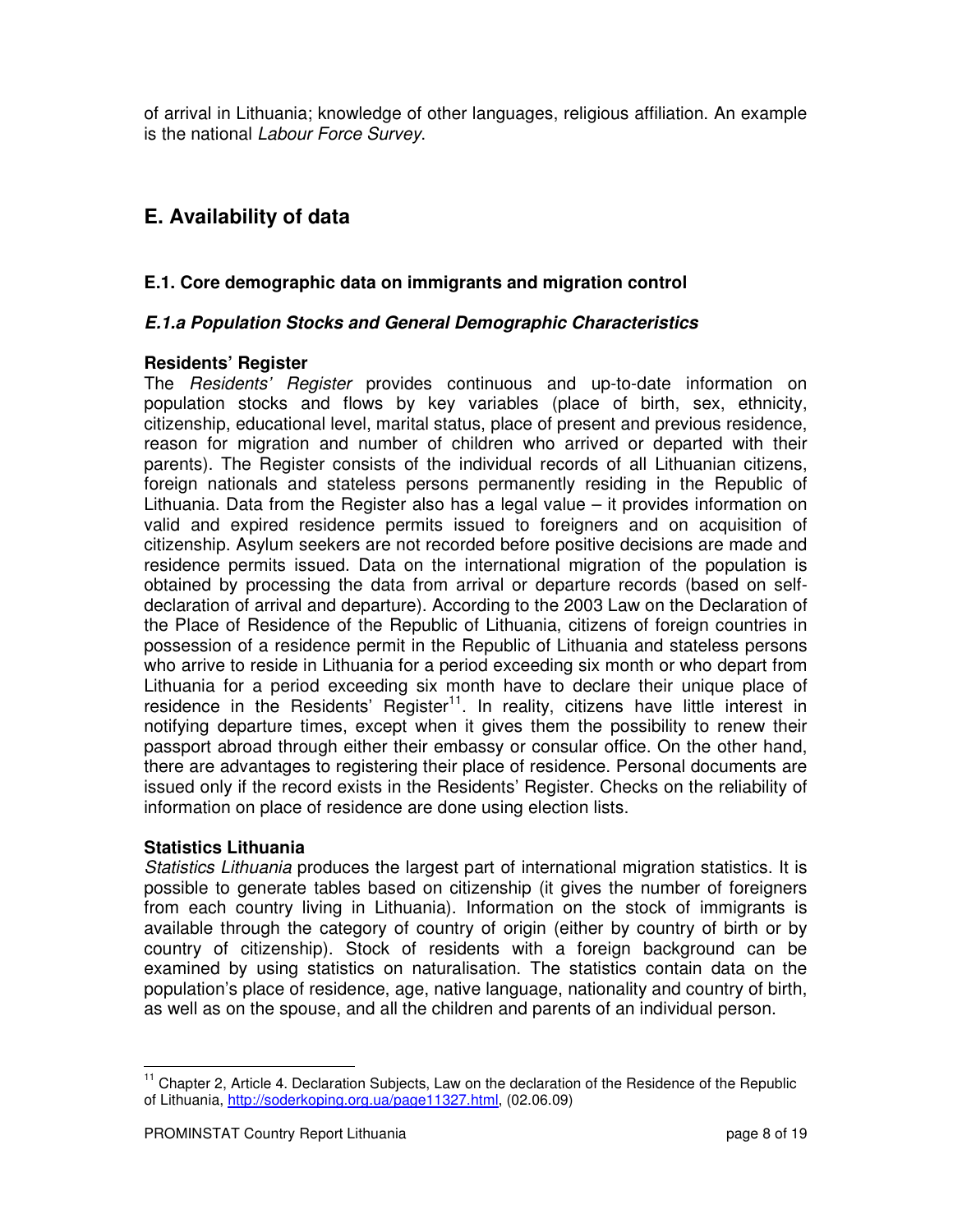of arrival in Lithuania; knowledge of other languages, religious affiliation. An example is the national *Labour Force Survey*.

## E. Availability of data

### E.1. Core demographic data on immigrants and migration control

#### *E.1.a Population Stocks and General Demographic Characteristics*

**Residents' Register**

The *Residents' Register* provides continuous and up-to-date information on population stocks and flows by key variables (place of birth, sex, ethnicity, citizenship, educational level, marital status, place of present and previous residence, reason for migration and number of children who arrived or departed with their parents). The Register consists of the individual records of all Lithuanian citizens, foreign nationals and stateless persons permanently residing in the Republic of Lithuania. Data from the Register also has a legal value – it provides information on valid and expired residence permits issued to foreigners and on acquisition of citizenship. Asylum seekers are not recorded before positive decisions are made and residence permits issued. Data on the international migration of the population is obtained by processing the data from arrival or departure records (based on self-declaration of arrival and departure). According to the 2003 Law on the Declaration of the Place of Residence of the Republic of Lithuania, citizens of foreign countries in possession of a residence permit in the Republic of Lithuania and stateless persons who arrive to reside in Lithuania for a period exceeding six month or who depart from Lithuania for a period exceeding six month have to declare their unique place of residence in the Residents' Register[11]. In reality, citizens have little interest in notifying departure times, except when it gives them the possibility to renew their passport abroad through either their embassy or consular office. On the other hand, there are advantages to registering their place of residence. Personal documents are issued only if the record exists in the Residents' Register. Checks on the reliability of information on place of residence are done using election lists.

**Statistics Lithuania**

*Statistics Lithuania* produces the largest part of international migration statistics. It is possible to generate tables based on citizenship (it gives the number of foreigners from each country living in Lithuania). Information on the stock of immigrants is available through the category of country of origin (either by country of birth or by country of citizenship). Stock of residents with a foreign background can be examined by using statistics on naturalisation. The statistics contain data on the population's place of residence, age, native language, nationality and country of birth, as well as on the spouse, and all the children and parents of an individual person.

---

[11] Chapter 2, Article 4. Declaration Subjects, Law on the declaration of the Residence of the Republic of Lithuania, http://soderkoping.org.ua/page11327.html, (02.06.09)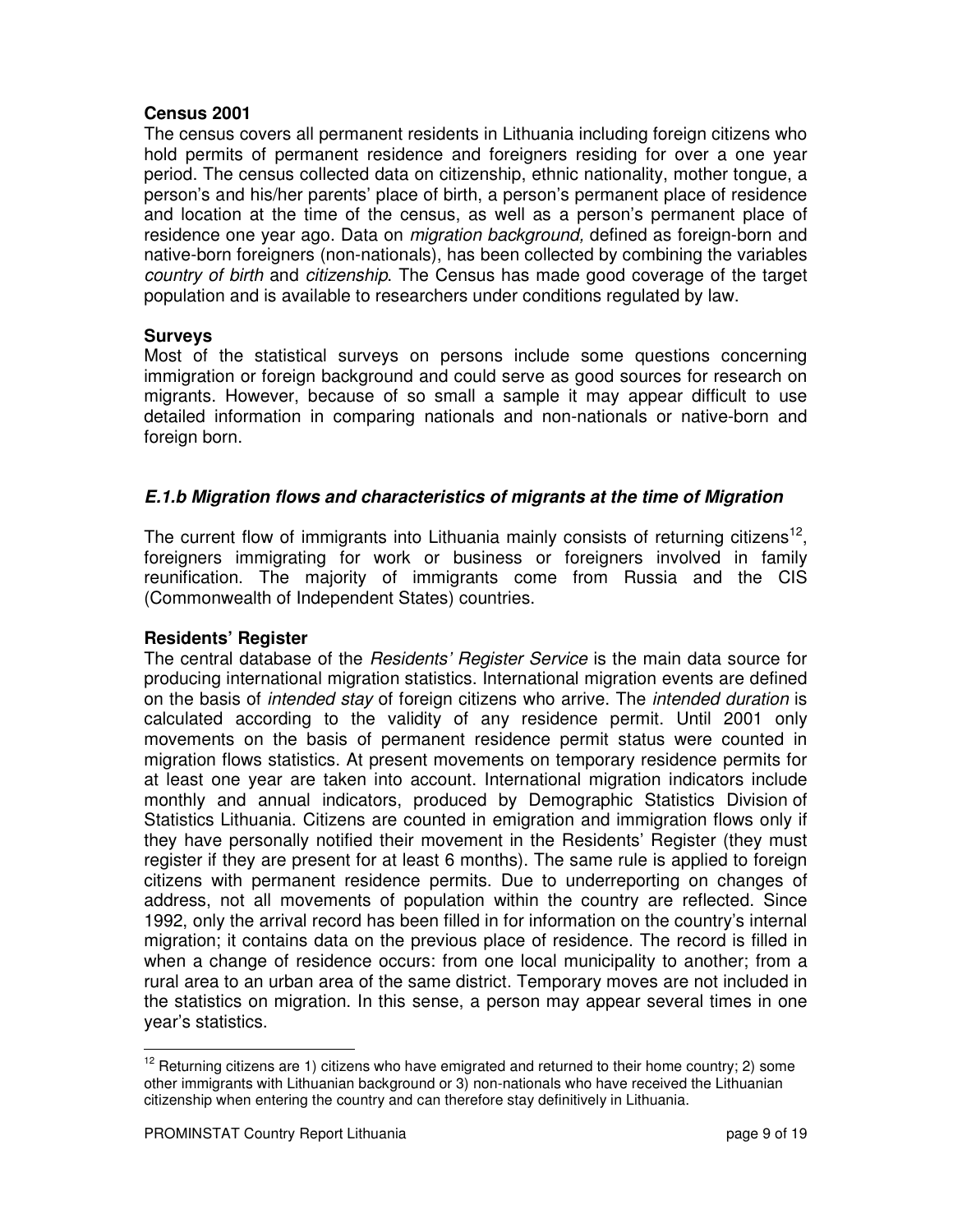**Census 2001**

The census covers all permanent residents in Lithuania including foreign citizens who hold permits of permanent residence and foreigners residing for over a one year period. The census collected data on citizenship, ethnic nationality, mother tongue, a person's and his/her parents' place of birth, a person's permanent place of residence and location at the time of the census, as well as a person's permanent place of residence one year ago. Data on *migration background,* defined as foreign-born and native-born foreigners (non-nationals), has been collected by combining the variables *country of birth* and *citizenship*. The Census has made good coverage of the target population and is available to researchers under conditions regulated by law.

**Surveys**

Most of the statistical surveys on persons include some questions concerning immigration or foreign background and could serve as good sources for research on migrants. However, because of so small a sample it may appear difficult to use detailed information in comparing nationals and non-nationals or native-born and foreign born.

### *E.1.b Migration flows and characteristics of migrants at the time of Migration*

The current flow of immigrants into Lithuania mainly consists of returning citizens[12], foreigners immigrating for work or business or foreigners involved in family reunification. The majority of immigrants come from Russia and the CIS (Commonwealth of Independent States) countries.

**Residents' Register**

The central database of the *Residents' Register Service* is the main data source for producing international migration statistics. International migration events are defined on the basis of *intended stay* of foreign citizens who arrive. The *intended duration* is calculated according to the validity of any residence permit. Until 2001 only movements on the basis of permanent residence permit status were counted in migration flows statistics. At present movements on temporary residence permits for at least one year are taken into account. International migration indicators include monthly and annual indicators, produced by Demographic Statistics Division of Statistics Lithuania. Citizens are counted in emigration and immigration flows only if they have personally notified their movement in the Residents' Register (they must register if they are present for at least 6 months). The same rule is applied to foreign citizens with permanent residence permits. Due to underreporting on changes of address, not all movements of population within the country are reflected. Since 1992, only the arrival record has been filled in for information on the country's internal migration; it contains data on the previous place of residence. The record is filled in when a change of residence occurs: from one local municipality to another; from a rural area to an urban area of the same district. Temporary moves are not included in the statistics on migration. In this sense, a person may appear several times in one year's statistics.

---

[12] Returning citizens are 1) citizens who have emigrated and returned to their home country; 2) some other immigrants with Lithuanian background or 3) non-nationals who have received the Lithuanian citizenship when entering the country and can therefore stay definitively in Lithuania.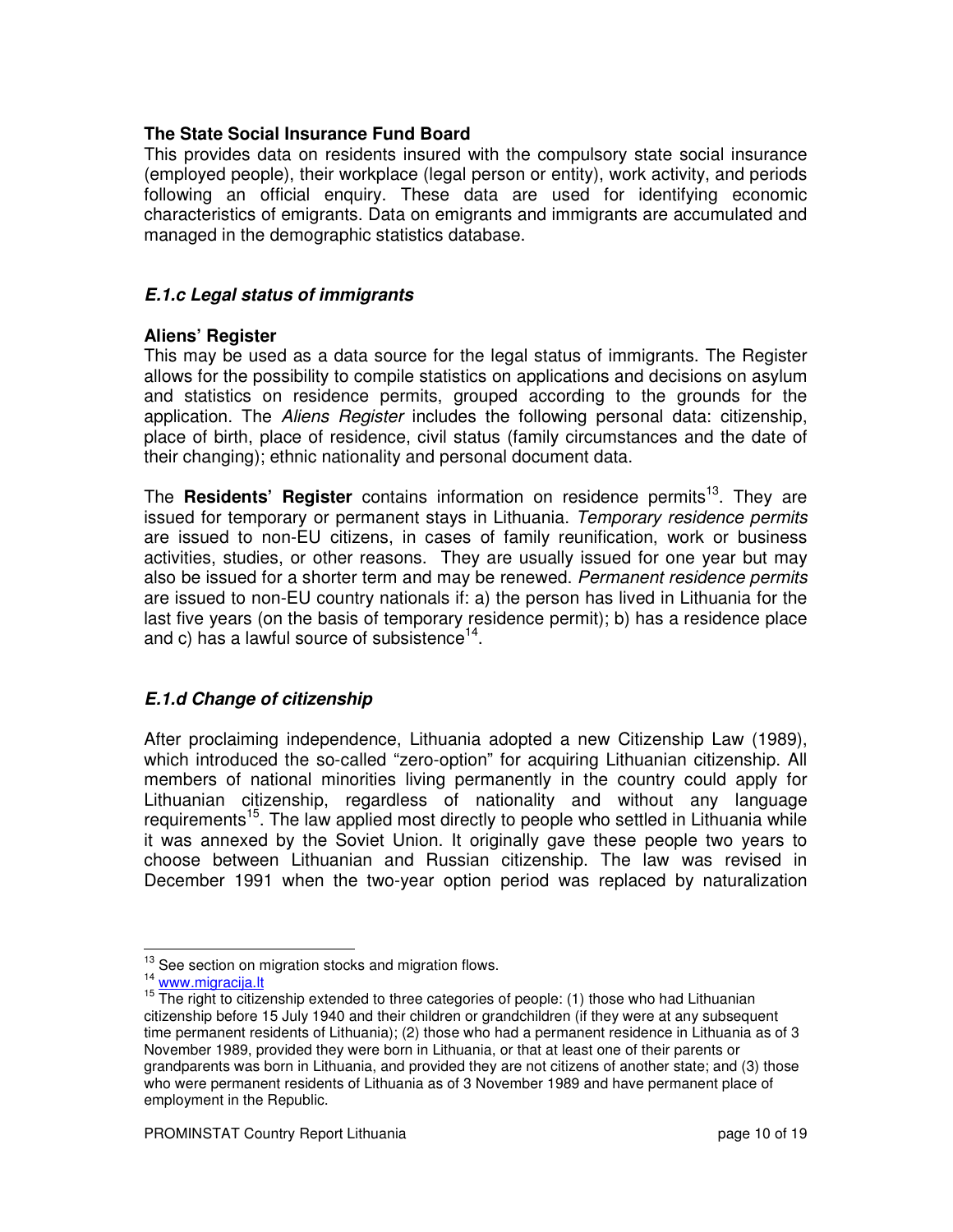**The State Social Insurance Fund Board**

This provides data on residents insured with the compulsory state social insurance (employed people), their workplace (legal person or entity), work activity, and periods following an official enquiry. These data are used for identifying economic characteristics of emigrants. Data on emigrants and immigrants are accumulated and managed in the demographic statistics database.

### *E.1.c Legal status of immigrants*

**Aliens' Register**

This may be used as a data source for the legal status of immigrants. The Register allows for the possibility to compile statistics on applications and decisions on asylum and statistics on residence permits, grouped according to the grounds for the application. The *Aliens Register* includes the following personal data: citizenship, place of birth, place of residence, civil status (family circumstances and the date of their changing); ethnic nationality and personal document data.

The **Residents' Register** contains information on residence permits[13]. They are issued for temporary or permanent stays in Lithuania. *Temporary residence permits* are issued to non-EU citizens, in cases of family reunification, work or business activities, studies, or other reasons. They are usually issued for one year but may also be issued for a shorter term and may be renewed. *Permanent residence permits* are issued to non-EU country nationals if: a) the person has lived in Lithuania for the last five years (on the basis of temporary residence permit); b) has a residence place and c) has a lawful source of subsistence[14].

### *E.1.d Change of citizenship*

After proclaiming independence, Lithuania adopted a new Citizenship Law (1989), which introduced the so-called "zero-option" for acquiring Lithuanian citizenship. All members of national minorities living permanently in the country could apply for Lithuanian citizenship, regardless of nationality and without any language requirements[15]. The law applied most directly to people who settled in Lithuania while it was annexed by the Soviet Union. It originally gave these people two years to choose between Lithuanian and Russian citizenship. The law was revised in December 1991 when the two-year option period was replaced by naturalization

---

[13] See section on migration stocks and migration flows.

[14] www.migracija.lt

[15] The right to citizenship extended to three categories of people: (1) those who had Lithuanian citizenship before 15 July 1940 and their children or grandchildren (if they were at any subsequent time permanent residents of Lithuania); (2) those who had a permanent residence in Lithuania as of 3 November 1989, provided they were born in Lithuania, or that at least one of their parents or grandparents was born in Lithuania, and provided they are not citizens of another state; and (3) those who were permanent residents of Lithuania as of 3 November 1989 and have permanent place of employment in the Republic.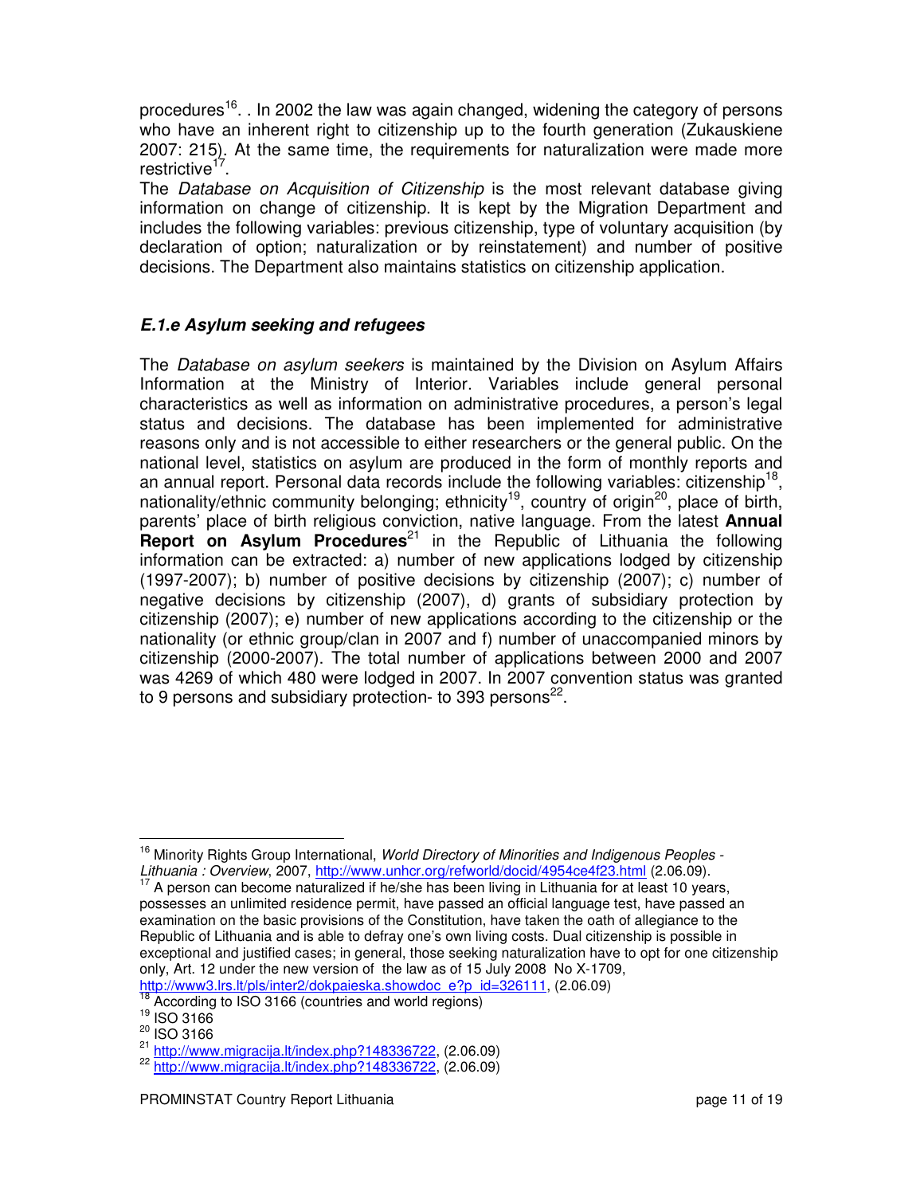procedures[16]. . In 2002 the law was again changed, widening the category of persons who have an inherent right to citizenship up to the fourth generation (Zukauskiene 2007: 215). At the same time, the requirements for naturalization were made more restrictive[17].

The *Database on Acquisition of Citizenship* is the most relevant database giving information on change of citizenship. It is kept by the Migration Department and includes the following variables: previous citizenship, type of voluntary acquisition (by declaration of option; naturalization or by reinstatement) and number of positive decisions. The Department also maintains statistics on citizenship application.

### *E.1.e Asylum seeking and refugees*

The *Database on asylum seekers* is maintained by the Division on Asylum Affairs Information at the Ministry of Interior. Variables include general personal characteristics as well as information on administrative procedures, a person's legal status and decisions. The database has been implemented for administrative reasons only and is not accessible to either researchers or the general public. On the national level, statistics on asylum are produced in the form of monthly reports and an annual report. Personal data records include the following variables: citizenship[18], nationality/ethnic community belonging; ethnicity[19], country of origin[20], place of birth, parents' place of birth religious conviction, native language. From the latest **Annual Report on Asylum Procedures**[21] in the Republic of Lithuania the following information can be extracted: a) number of new applications lodged by citizenship (1997-2007); b) number of positive decisions by citizenship (2007); c) number of negative decisions by citizenship (2007), d) grants of subsidiary protection by citizenship (2007); e) number of new applications according to the citizenship or the nationality (or ethnic group/clan in 2007 and f) number of unaccompanied minors by citizenship (2000-2007). The total number of applications between 2000 and 2007 was 4269 of which 480 were lodged in 2007. In 2007 convention status was granted to 9 persons and subsidiary protection- to 393 persons[22].

---

[16] Minority Rights Group International, *World Directory of Minorities and Indigenous Peoples - Lithuania : Overview*, 2007, http://www.unhcr.org/refworld/docid/4954ce4f23.html (2.06.09).

[17] A person can become naturalized if he/she has been living in Lithuania for at least 10 years, possesses an unlimited residence permit, have passed an official language test, have passed an examination on the basic provisions of the Constitution, have taken the oath of allegiance to the Republic of Lithuania and is able to defray one's own living costs. Dual citizenship is possible in exceptional and justified cases; in general, those seeking naturalization have to opt for one citizenship only, Art. 12 under the new version of the law as of 15 July 2008 No X-1709, http://www3.lrs.lt/pls/inter2/dokpaieska.showdoc_e?p_id=326111, (2.06.09)

[18] According to ISO 3166 (countries and world regions)

[19] ISO 3166

[20] ISO 3166

[21] http://www.migracija.lt/index.php?148336722, (2.06.09)

[22] http://www.migracija.lt/index.php?148336722, (2.06.09)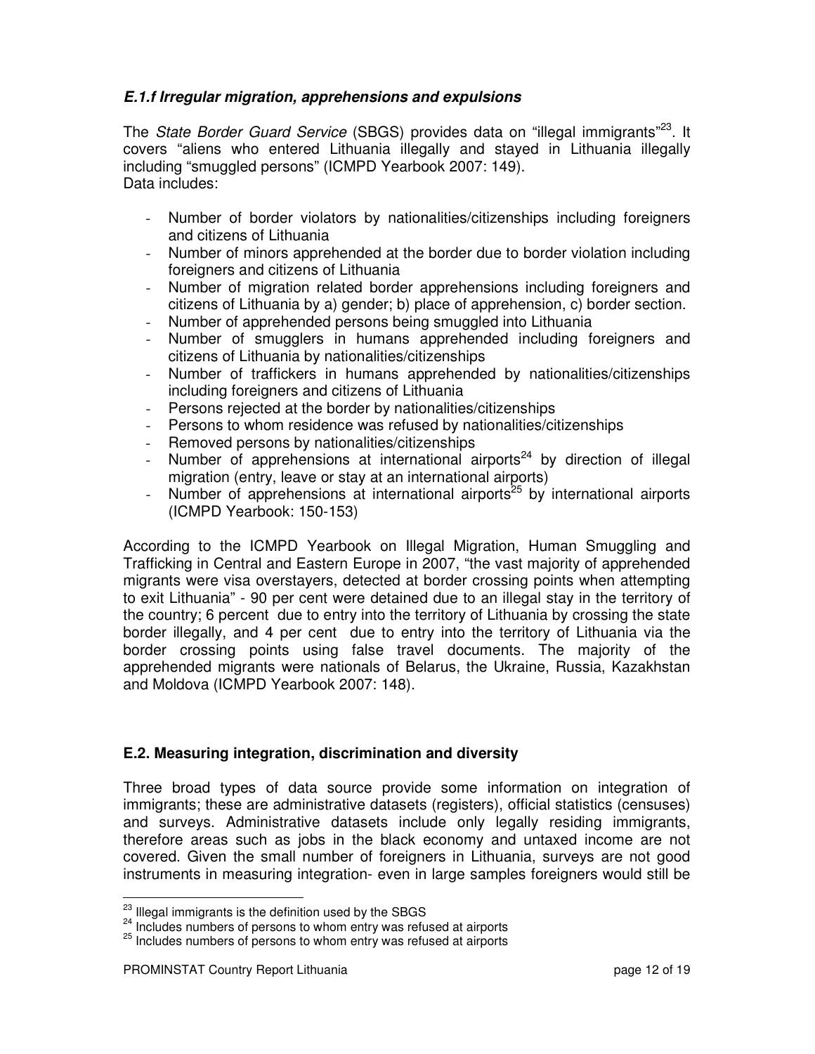### *E.1.f Irregular migration, apprehensions and expulsions*

The *State Border Guard Service* (SBGS) provides data on "illegal immigrants"[23]. It covers "aliens who entered Lithuania illegally and stayed in Lithuania illegally including "smuggled persons" (ICMPD Yearbook 2007: 149).
Data includes:

- Number of border violators by nationalities/citizenships including foreigners and citizens of Lithuania
- Number of minors apprehended at the border due to border violation including foreigners and citizens of Lithuania
- Number of migration related border apprehensions including foreigners and citizens of Lithuania by a) gender; b) place of apprehension, c) border section.
- Number of apprehended persons being smuggled into Lithuania
- Number of smugglers in humans apprehended including foreigners and citizens of Lithuania by nationalities/citizenships
- Number of traffickers in humans apprehended by nationalities/citizenships including foreigners and citizens of Lithuania
- Persons rejected at the border by nationalities/citizenships
- Persons to whom residence was refused by nationalities/citizenships
- Removed persons by nationalities/citizenships
- Number of apprehensions at international airports[24] by direction of illegal migration (entry, leave or stay at an international airports)
- Number of apprehensions at international airports[25] by international airports (ICMPD Yearbook: 150-153)

According to the ICMPD Yearbook on Illegal Migration, Human Smuggling and Trafficking in Central and Eastern Europe in 2007, "the vast majority of apprehended migrants were visa overstayers, detected at border crossing points when attempting to exit Lithuania" - 90 per cent were detained due to an illegal stay in the territory of the country; 6 percent due to entry into the territory of Lithuania by crossing the state border illegally, and 4 per cent due to entry into the territory of Lithuania via the border crossing points using false travel documents. The majority of the apprehended migrants were nationals of Belarus, the Ukraine, Russia, Kazakhstan and Moldova (ICMPD Yearbook 2007: 148).

## E.2. Measuring integration, discrimination and diversity

Three broad types of data source provide some information on integration of immigrants; these are administrative datasets (registers), official statistics (censuses) and surveys. Administrative datasets include only legally residing immigrants, therefore areas such as jobs in the black economy and untaxed income are not covered. Given the small number of foreigners in Lithuania, surveys are not good instruments in measuring integration- even in large samples foreigners would still be

[23] Illegal immigrants is the definition used by the SBGS
[24] Includes numbers of persons to whom entry was refused at airports
[25] Includes numbers of persons to whom entry was refused at airports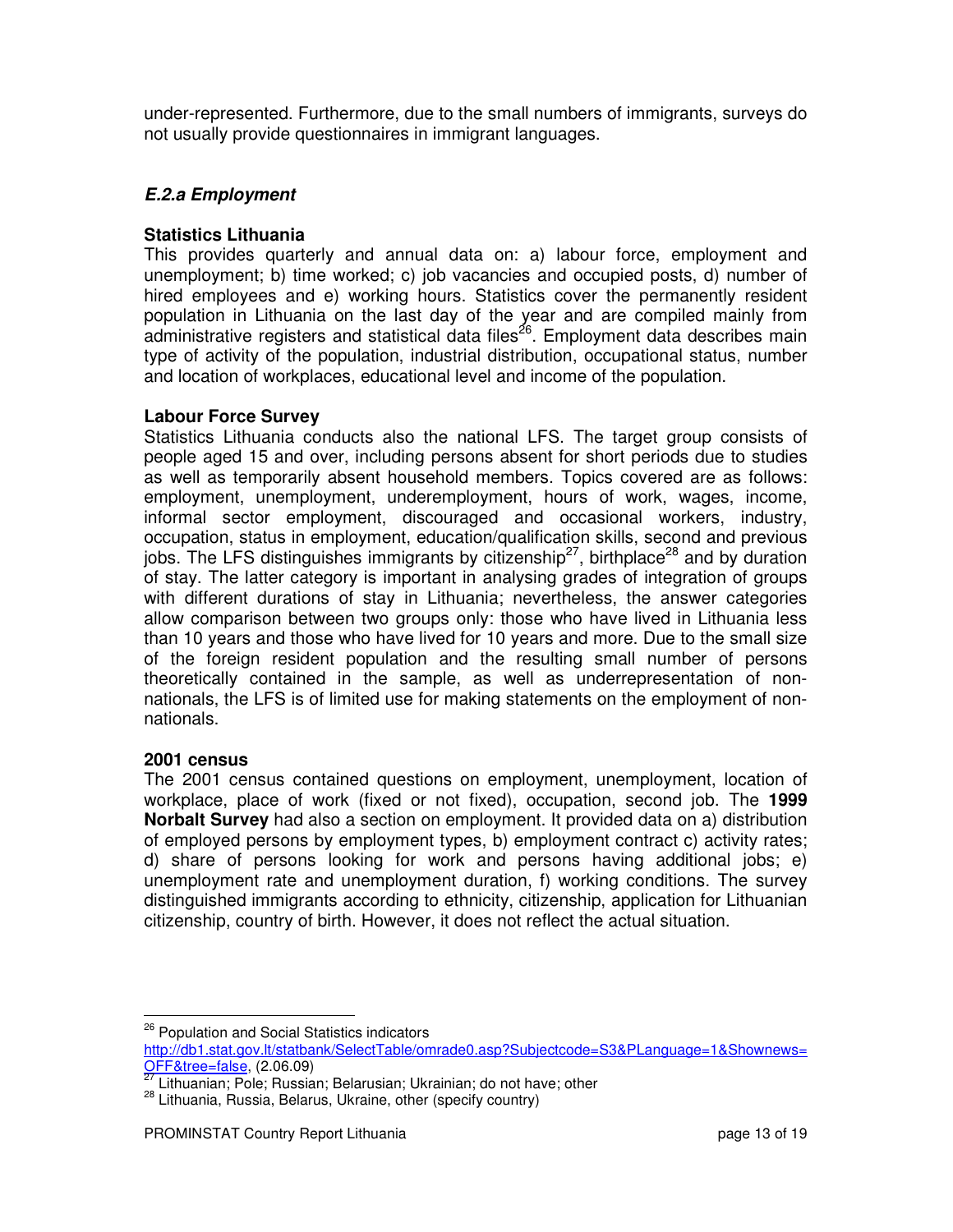under-represented. Furthermore, due to the small numbers of immigrants, surveys do not usually provide questionnaires in immigrant languages.

### *E.2.a Employment*

**Statistics Lithuania**

This provides quarterly and annual data on: a) labour force, employment and unemployment; b) time worked; c) job vacancies and occupied posts, d) number of hired employees and e) working hours. Statistics cover the permanently resident population in Lithuania on the last day of the year and are compiled mainly from administrative registers and statistical data files[26]. Employment data describes main type of activity of the population, industrial distribution, occupational status, number and location of workplaces, educational level and income of the population.

**Labour Force Survey**

Statistics Lithuania conducts also the national LFS. The target group consists of people aged 15 and over, including persons absent for short periods due to studies as well as temporarily absent household members. Topics covered are as follows: employment, unemployment, underemployment, hours of work, wages, income, informal sector employment, discouraged and occasional workers, industry, occupation, status in employment, education/qualification skills, second and previous jobs. The LFS distinguishes immigrants by citizenship[27], birthplace[28] and by duration of stay. The latter category is important in analysing grades of integration of groups with different durations of stay in Lithuania; nevertheless, the answer categories allow comparison between two groups only: those who have lived in Lithuania less than 10 years and those who have lived for 10 years and more. Due to the small size of the foreign resident population and the resulting small number of persons theoretically contained in the sample, as well as underrepresentation of non-nationals, the LFS is of limited use for making statements on the employment of non-nationals.

**2001 census**

The 2001 census contained questions on employment, unemployment, location of workplace, place of work (fixed or not fixed), occupation, second job. The **1999 Norbalt Survey** had also a section on employment. It provided data on a) distribution of employed persons by employment types, b) employment contract c) activity rates; d) share of persons looking for work and persons having additional jobs; e) unemployment rate and unemployment duration, f) working conditions. The survey distinguished immigrants according to ethnicity, citizenship, application for Lithuanian citizenship, country of birth. However, it does not reflect the actual situation.

---

[26] Population and Social Statistics indicators http://db1.stat.gov.lt/statbank/SelectTable/omrade0.asp?Subjectcode=S3&PLanguage=1&Shownews=OFF&tree=false, (2.06.09)

[27] Lithuanian; Pole; Russian; Belarusian; Ukrainian; do not have; other

[28] Lithuania, Russia, Belarus, Ukraine, other (specify country)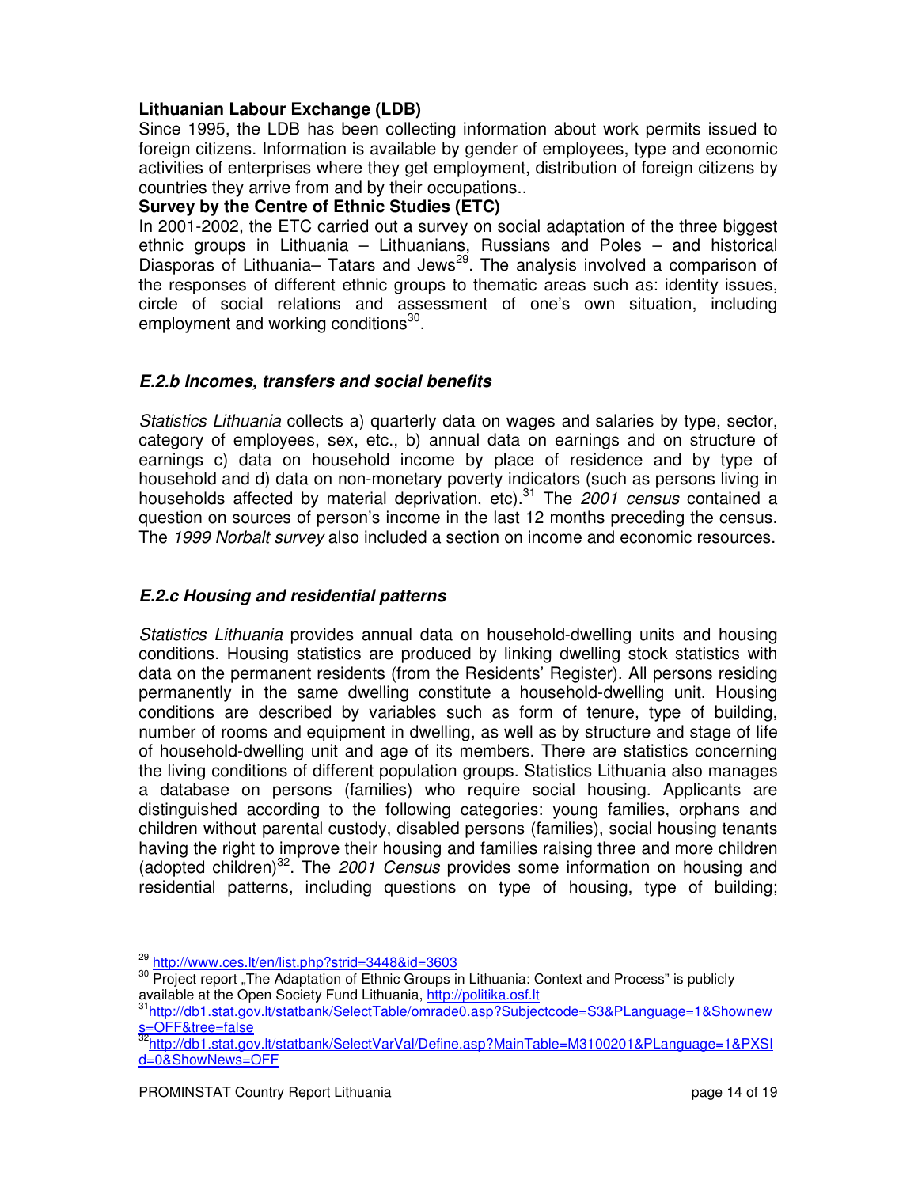**Lithuanian Labour Exchange (LDB)**

Since 1995, the LDB has been collecting information about work permits issued to foreign citizens. Information is available by gender of employees, type and economic activities of enterprises where they get employment, distribution of foreign citizens by countries they arrive from and by their occupations..

**Survey by the Centre of Ethnic Studies (ETC)**

In 2001-2002, the ETC carried out a survey on social adaptation of the three biggest ethnic groups in Lithuania – Lithuanians, Russians and Poles – and historical Diasporas of Lithuania– Tatars and Jews[29]. The analysis involved a comparison of the responses of different ethnic groups to thematic areas such as: identity issues, circle of social relations and assessment of one's own situation, including employment and working conditions[30].

### *E.2.b Incomes, transfers and social benefits*

*Statistics Lithuania* collects a) quarterly data on wages and salaries by type, sector, category of employees, sex, etc., b) annual data on earnings and on structure of earnings c) data on household income by place of residence and by type of household and d) data on non-monetary poverty indicators (such as persons living in households affected by material deprivation, etc).[31] The *2001 census* contained a question on sources of person's income in the last 12 months preceding the census. The *1999 Norbalt survey* also included a section on income and economic resources.

### *E.2.c Housing and residential patterns*

*Statistics Lithuania* provides annual data on household-dwelling units and housing conditions. Housing statistics are produced by linking dwelling stock statistics with data on the permanent residents (from the Residents' Register). All persons residing permanently in the same dwelling constitute a household-dwelling unit. Housing conditions are described by variables such as form of tenure, type of building, number of rooms and equipment in dwelling, as well as by structure and stage of life of household-dwelling unit and age of its members. There are statistics concerning the living conditions of different population groups. Statistics Lithuania also manages a database on persons (families) who require social housing. Applicants are distinguished according to the following categories: young families, orphans and children without parental custody, disabled persons (families), social housing tenants having the right to improve their housing and families raising three and more children (adopted children)[32]. The *2001 Census* provides some information on housing and residential patterns, including questions on type of housing, type of building;

---

[29] http://www.ces.lt/en/list.php?strid=3448&id=3603

[30] Project report „The Adaptation of Ethnic Groups in Lithuania: Context and Process" is publicly available at the Open Society Fund Lithuania, http://politika.osf.lt

[31] http://db1.stat.gov.lt/statbank/SelectTable/omrade0.asp?Subjectcode=S3&PLanguage=1&Shownews=OFF&tree=false

[32] http://db1.stat.gov.lt/statbank/SelectVarVal/Define.asp?MainTable=M3100201&PLanguage=1&PXSId=0&ShowNews=OFF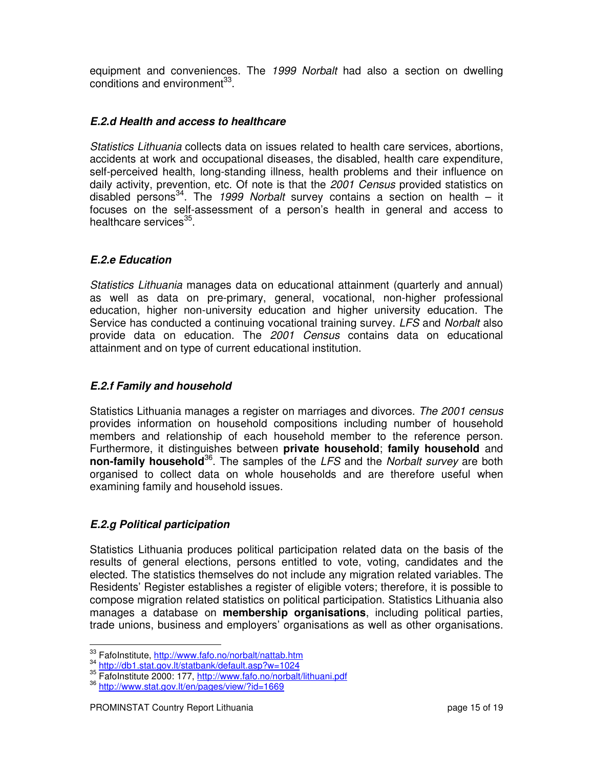equipment and conveniences. The *1999 Norbalt* had also a section on dwelling conditions and environment[33].

### *E.2.d Health and access to healthcare*

*Statistics Lithuania* collects data on issues related to health care services, abortions, accidents at work and occupational diseases, the disabled, health care expenditure, self-perceived health, long-standing illness, health problems and their influence on daily activity, prevention, etc. Of note is that the *2001 Census* provided statistics on disabled persons[34]. The *1999 Norbalt* survey contains a section on health – it focuses on the self-assessment of a person's health in general and access to healthcare services[35].

### *E.2.e Education*

*Statistics Lithuania* manages data on educational attainment (quarterly and annual) as well as data on pre-primary, general, vocational, non-higher professional education, higher non-university education and higher university education. The Service has conducted a continuing vocational training survey. *LFS* and *Norbalt* also provide data on education. The *2001 Census* contains data on educational attainment and on type of current educational institution.

### *E.2.f Family and household*

Statistics Lithuania manages a register on marriages and divorces. *The 2001 census* provides information on household compositions including number of household members and relationship of each household member to the reference person. Furthermore, it distinguishes between **private household**; **family household** and **non-family household**[36]. The samples of the *LFS* and the *Norbalt survey* are both organised to collect data on whole households and are therefore useful when examining family and household issues.

### *E.2.g Political participation*

Statistics Lithuania produces political participation related data on the basis of the results of general elections, persons entitled to vote, voting, candidates and the elected. The statistics themselves do not include any migration related variables. The Residents' Register establishes a register of eligible voters; therefore, it is possible to compose migration related statistics on political participation. Statistics Lithuania also manages a database on **membership organisations**, including political parties, trade unions, business and employers' organisations as well as other organisations.

---

[33] FafoInstitute, http://www.fafo.no/norbalt/nattab.htm

[34] http://db1.stat.gov.lt/statbank/default.asp?w=1024

[35] FafoInstitute 2000: 177, http://www.fafo.no/norbalt/lithuani.pdf

[36] http://www.stat.gov.lt/en/pages/view/?id=1669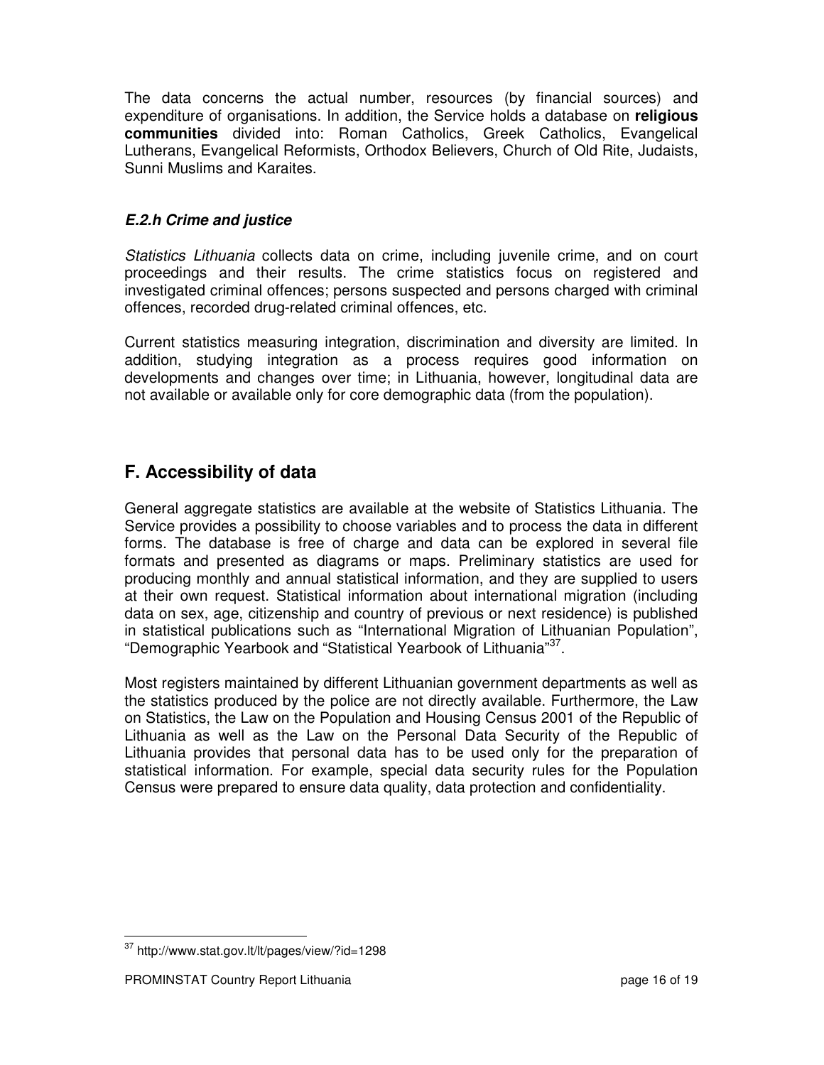The data concerns the actual number, resources (by financial sources) and expenditure of organisations. In addition, the Service holds a database on **religious communities** divided into: Roman Catholics, Greek Catholics, Evangelical Lutherans, Evangelical Reformists, Orthodox Believers, Church of Old Rite, Judaists, Sunni Muslims and Karaites.

### *E.2.h Crime and justice*

*Statistics Lithuania* collects data on crime, including juvenile crime, and on court proceedings and their results. The crime statistics focus on registered and investigated criminal offences; persons suspected and persons charged with criminal offences, recorded drug-related criminal offences, etc.

Current statistics measuring integration, discrimination and diversity are limited. In addition, studying integration as a process requires good information on developments and changes over time; in Lithuania, however, longitudinal data are not available or available only for core demographic data (from the population).

## F. Accessibility of data

General aggregate statistics are available at the website of Statistics Lithuania. The Service provides a possibility to choose variables and to process the data in different forms. The database is free of charge and data can be explored in several file formats and presented as diagrams or maps. Preliminary statistics are used for producing monthly and annual statistical information, and they are supplied to users at their own request. Statistical information about international migration (including data on sex, age, citizenship and country of previous or next residence) is published in statistical publications such as "International Migration of Lithuanian Population", "Demographic Yearbook and "Statistical Yearbook of Lithuania"[37].

Most registers maintained by different Lithuanian government departments as well as the statistics produced by the police are not directly available. Furthermore, the Law on Statistics, the Law on the Population and Housing Census 2001 of the Republic of Lithuania as well as the Law on the Personal Data Security of the Republic of Lithuania provides that personal data has to be used only for the preparation of statistical information. For example, special data security rules for the Population Census were prepared to ensure data quality, data protection and confidentiality.

[37] http://www.stat.gov.lt/lt/pages/view/?id=1298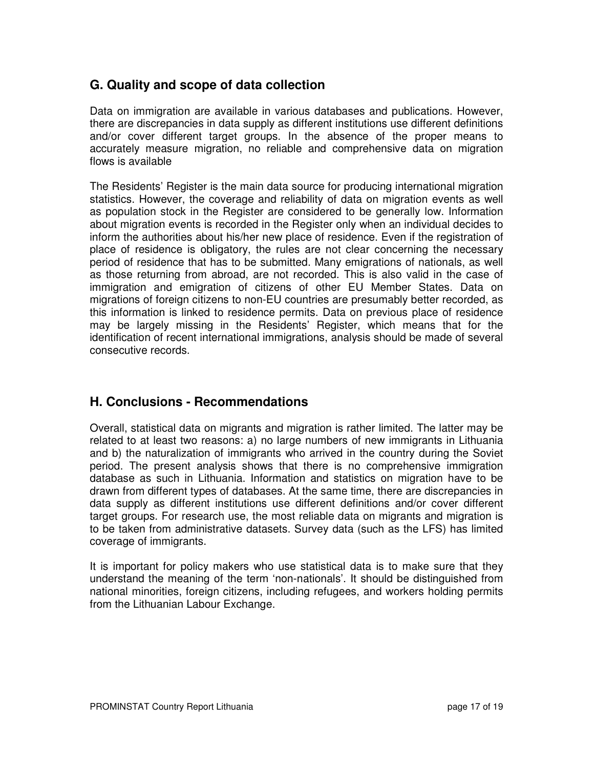## G. Quality and scope of data collection

Data on immigration are available in various databases and publications. However, there are discrepancies in data supply as different institutions use different definitions and/or cover different target groups. In the absence of the proper means to accurately measure migration, no reliable and comprehensive data on migration flows is available

The Residents' Register is the main data source for producing international migration statistics. However, the coverage and reliability of data on migration events as well as population stock in the Register are considered to be generally low. Information about migration events is recorded in the Register only when an individual decides to inform the authorities about his/her new place of residence. Even if the registration of place of residence is obligatory, the rules are not clear concerning the necessary period of residence that has to be submitted. Many emigrations of nationals, as well as those returning from abroad, are not recorded. This is also valid in the case of immigration and emigration of citizens of other EU Member States. Data on migrations of foreign citizens to non-EU countries are presumably better recorded, as this information is linked to residence permits. Data on previous place of residence may be largely missing in the Residents' Register, which means that for the identification of recent international immigrations, analysis should be made of several consecutive records.

## H. Conclusions - Recommendations

Overall, statistical data on migrants and migration is rather limited. The latter may be related to at least two reasons: a) no large numbers of new immigrants in Lithuania and b) the naturalization of immigrants who arrived in the country during the Soviet period. The present analysis shows that there is no comprehensive immigration database as such in Lithuania. Information and statistics on migration have to be drawn from different types of databases. At the same time, there are discrepancies in data supply as different institutions use different definitions and/or cover different target groups. For research use, the most reliable data on migrants and migration is to be taken from administrative datasets. Survey data (such as the LFS) has limited coverage of immigrants.

It is important for policy makers who use statistical data is to make sure that they understand the meaning of the term 'non-nationals'. It should be distinguished from national minorities, foreign citizens, including refugees, and workers holding permits from the Lithuanian Labour Exchange.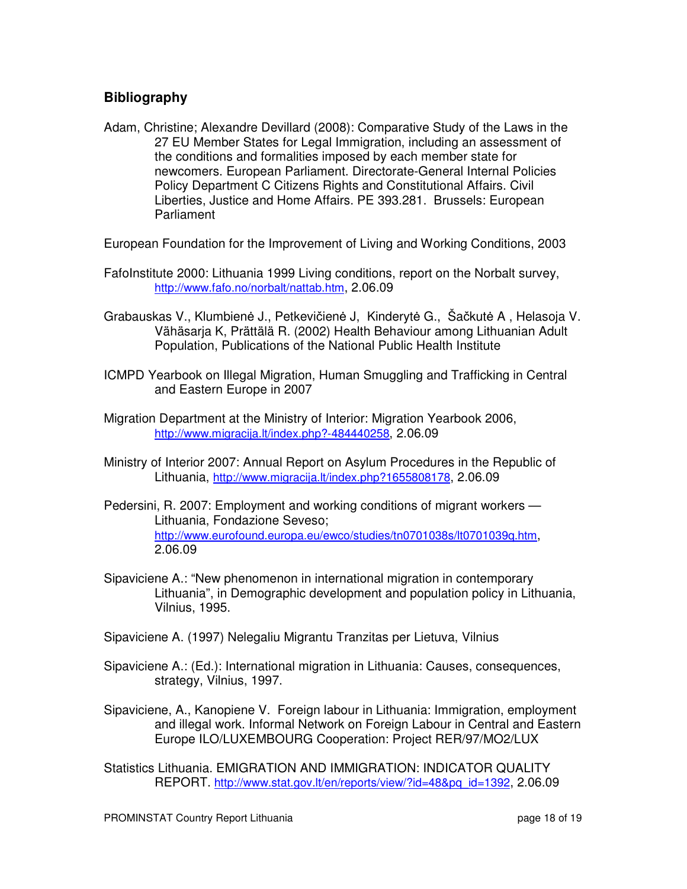## Bibliography

Adam, Christine; Alexandre Devillard (2008): Comparative Study of the Laws in the 27 EU Member States for Legal Immigration, including an assessment of the conditions and formalities imposed by each member state for newcomers. European Parliament. Directorate-General Internal Policies Policy Department C Citizens Rights and Constitutional Affairs. Civil Liberties, Justice and Home Affairs. PE 393.281. Brussels: European Parliament

European Foundation for the Improvement of Living and Working Conditions, 2003

FafoInstitute 2000: Lithuania 1999 Living conditions, report on the Norbalt survey, http://www.fafo.no/norbalt/nattab.htm, 2.06.09

Grabauskas V., Klumbienė J., Petkevičienė J, Kinderytė G., Šačkutė A , Helasoja V. Vähäsarja K, Prättälä R. (2002) Health Behaviour among Lithuanian Adult Population, Publications of the National Public Health Institute

ICMPD Yearbook on Illegal Migration, Human Smuggling and Trafficking in Central and Eastern Europe in 2007

Migration Department at the Ministry of Interior: Migration Yearbook 2006, http://www.migracija.lt/index.php?-484440258, 2.06.09

Ministry of Interior 2007: Annual Report on Asylum Procedures in the Republic of Lithuania, http://www.migracija.lt/index.php?1655808178, 2.06.09

Pedersini, R. 2007: Employment and working conditions of migrant workers — Lithuania, Fondazione Seveso; http://www.eurofound.europa.eu/ewco/studies/tn0701038s/lt0701039q.htm, 2.06.09

Sipaviciene A.: "New phenomenon in international migration in contemporary Lithuania", in Demographic development and population policy in Lithuania, Vilnius, 1995.

Sipaviciene A. (1997) Nelegaliu Migrantu Tranzitas per Lietuva, Vilnius

Sipaviciene A.: (Ed.): International migration in Lithuania: Causes, consequences, strategy, Vilnius, 1997.

Sipaviciene, A., Kanopiene V. Foreign labour in Lithuania: Immigration, employment and illegal work. Informal Network on Foreign Labour in Central and Eastern Europe ILO/LUXEMBOURG Cooperation: Project RER/97/MO2/LUX

Statistics Lithuania. EMIGRATION AND IMMIGRATION: INDICATOR QUALITY REPORT. http://www.stat.gov.lt/en/reports/view/?id=48&pq_id=1392, 2.06.09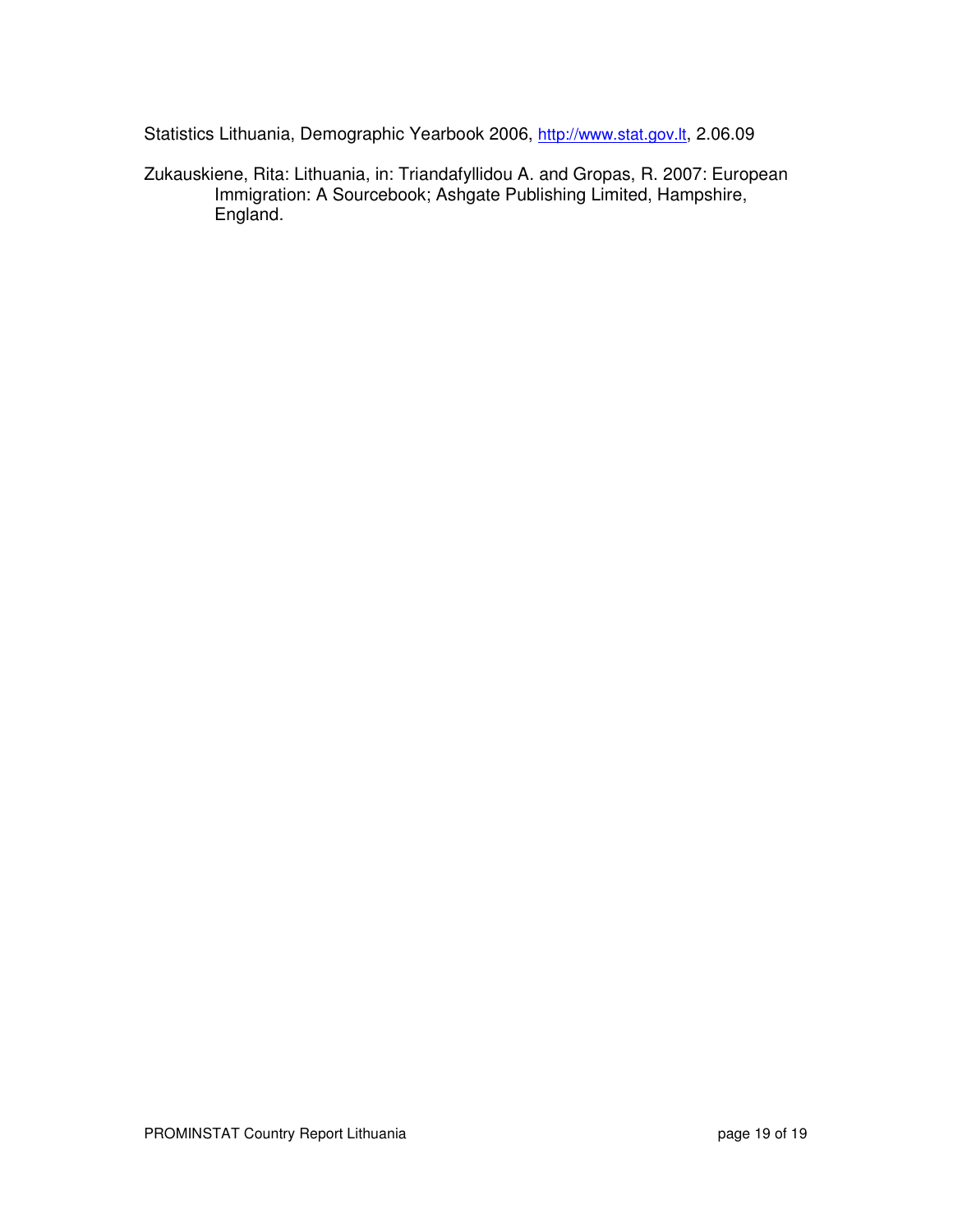Statistics Lithuania, Demographic Yearbook 2006, http://www.stat.gov.lt, 2.06.09

Zukauskiene, Rita: Lithuania, in: Triandafyllidou A. and Gropas, R. 2007: European Immigration: A Sourcebook; Ashgate Publishing Limited, Hampshire, England.